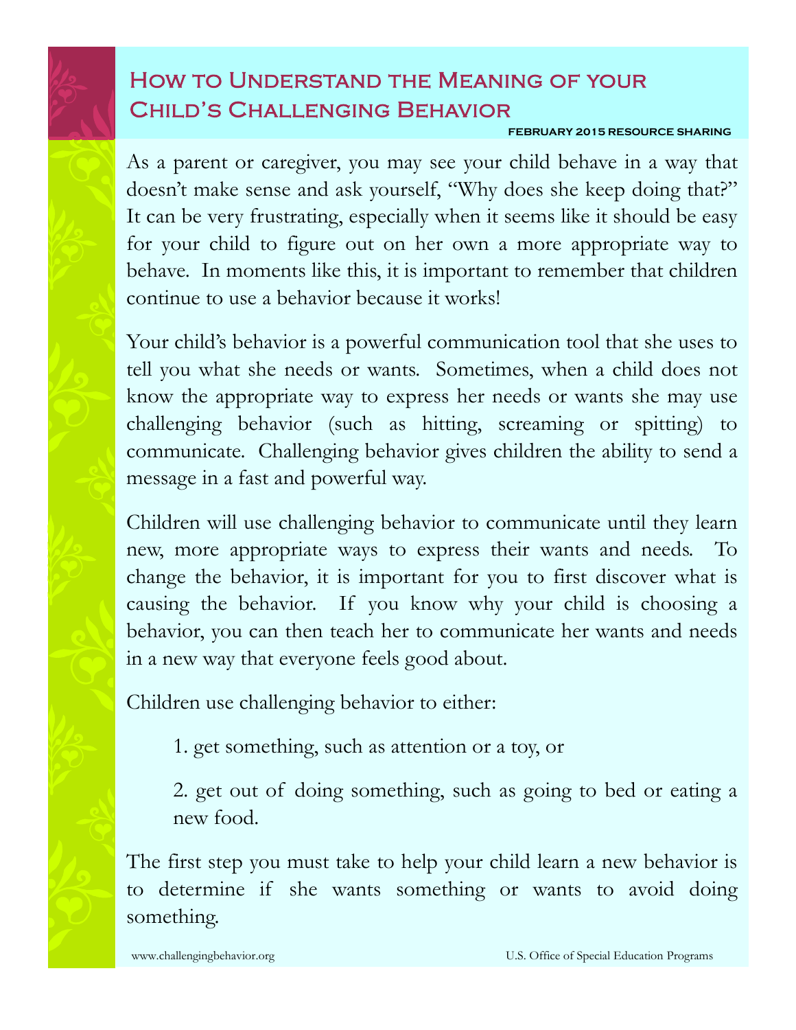# How to Understand the Meaning of your Child's Challenging Behavior

FEBRUARY 2015 RESOURCE SHARING

As a parent or caregiver, you may see your child behave in a way that doesn't make sense and ask yourself, "Why does she keep doing that?" It can be very frustrating, especially when it seems like it should be easy for your child to figure out on her own a more appropriate way to behave. In moments like this, it is important to remember that children continue to use a behavior because it works!

Your child's behavior is a powerful communication tool that she uses to tell you what she needs or wants. Sometimes, when a child does not know the appropriate way to express her needs or wants she may use challenging behavior (such as hitting, screaming or spitting) to communicate. Challenging behavior gives children the ability to send a message in a fast and powerful way.

Children will use challenging behavior to communicate until they learn new, more appropriate ways to express their wants and needs. To change the behavior, it is important for you to first discover what is causing the behavior. If you know why your child is choosing a behavior, you can then teach her to communicate her wants and needs in a new way that everyone feels good about.

Children use challenging behavior to either:

1. get something, such as attention or a toy, or
2. get out of doing something, such as going to bed or eating a new food.

The first step you must take to help your child learn a new behavior is to determine if she wants something or wants to avoid doing something.

www.challengingbehavior.org U.S. Office of Special Education Programs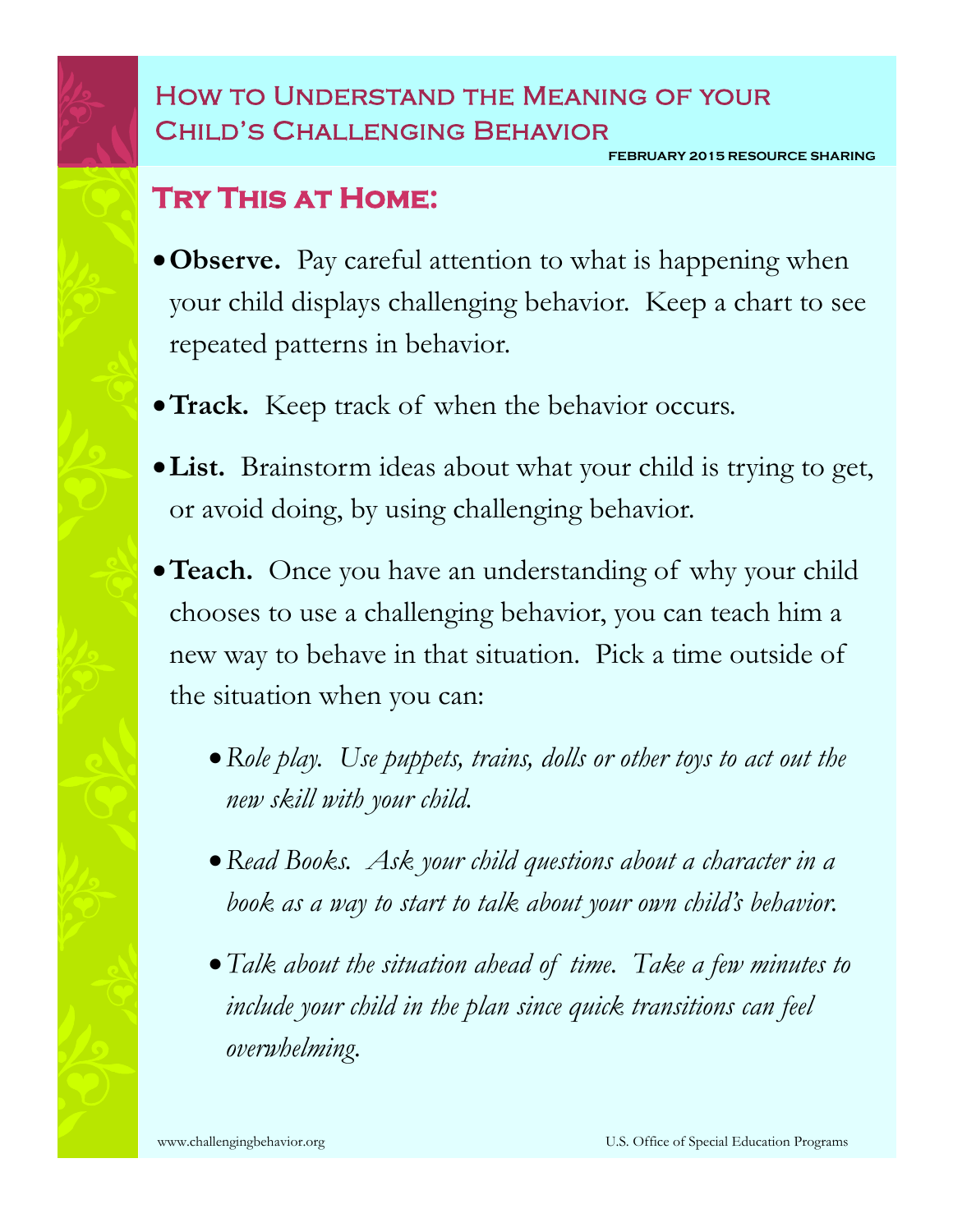# How to Understand the Meaning of your Child's Challenging Behavior

FEBRUARY 2015 RESOURCE SHARING

## Try This at Home:

- **Observe.** Pay careful attention to what is happening when your child displays challenging behavior. Keep a chart to see repeated patterns in behavior.
- **Track.** Keep track of when the behavior occurs.
- **List.** Brainstorm ideas about what your child is trying to get, or avoid doing, by using challenging behavior.
- **Teach.** Once you have an understanding of why your child chooses to use a challenging behavior, you can teach him a new way to behave in that situation. Pick a time outside of the situation when you can:
  - *Role play. Use puppets, trains, dolls or other toys to act out the new skill with your child.*
  - *Read Books. Ask your child questions about a character in a book as a way to start to talk about your own child's behavior.*
  - *Talk about the situation ahead of time. Take a few minutes to include your child in the plan since quick transitions can feel overwhelming.*

www.challengingbehavior.org

U.S. Office of Special Education Programs